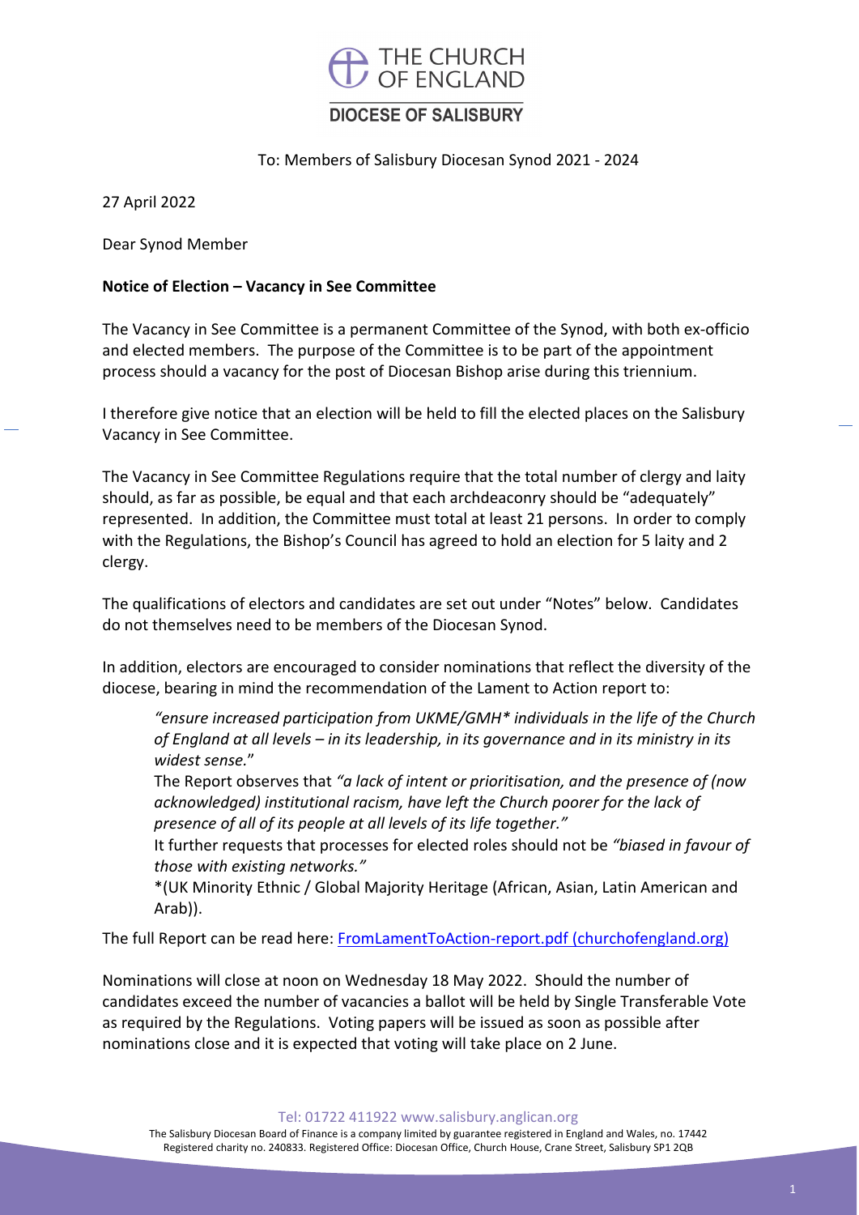THE CHURCH OF ENGLAND

DIOCESE OF SALISBURY

To: Members of Salisbury Diocesan Synod 2021 - 2024

27 April 2022

Dear Synod Member

**Notice of Election – Vacancy in See Committee**

The Vacancy in See Committee is a permanent Committee of the Synod, with both ex-officio and elected members. The purpose of the Committee is to be part of the appointment process should a vacancy for the post of Diocesan Bishop arise during this triennium.

I therefore give notice that an election will be held to fill the elected places on the Salisbury Vacancy in See Committee.

The Vacancy in See Committee Regulations require that the total number of clergy and laity should, as far as possible, be equal and that each archdeaconry should be "adequately" represented. In addition, the Committee must total at least 21 persons. In order to comply with the Regulations, the Bishop's Council has agreed to hold an election for 5 laity and 2 clergy.

The qualifications of electors and candidates are set out under "Notes" below. Candidates do not themselves need to be members of the Diocesan Synod.

In addition, electors are encouraged to consider nominations that reflect the diversity of the diocese, bearing in mind the recommendation of the Lament to Action report to:

> *"ensure increased participation from UKME/GMH* individuals in the life of the Church of England at all levels – in its leadership, in its governance and in its ministry in its widest sense."*
>
> The Report observes that *"a lack of intent or prioritisation, and the presence of (now acknowledged) institutional racism, have left the Church poorer for the lack of presence of all of its people at all levels of its life together."*
>
> It further requests that processes for elected roles should not be *"biased in favour of those with existing networks."*
>
> *(UK Minority Ethnic / Global Majority Heritage (African, Asian, Latin American and Arab)).

The full Report can be read here: [FromLamentToAction-report.pdf (churchofengland.org)](FromLamentToAction-report.pdf)

Nominations will close at noon on Wednesday 18 May 2022. Should the number of candidates exceed the number of vacancies a ballot will be held by Single Transferable Vote as required by the Regulations. Voting papers will be issued as soon as possible after nominations close and it is expected that voting will take place on 2 June.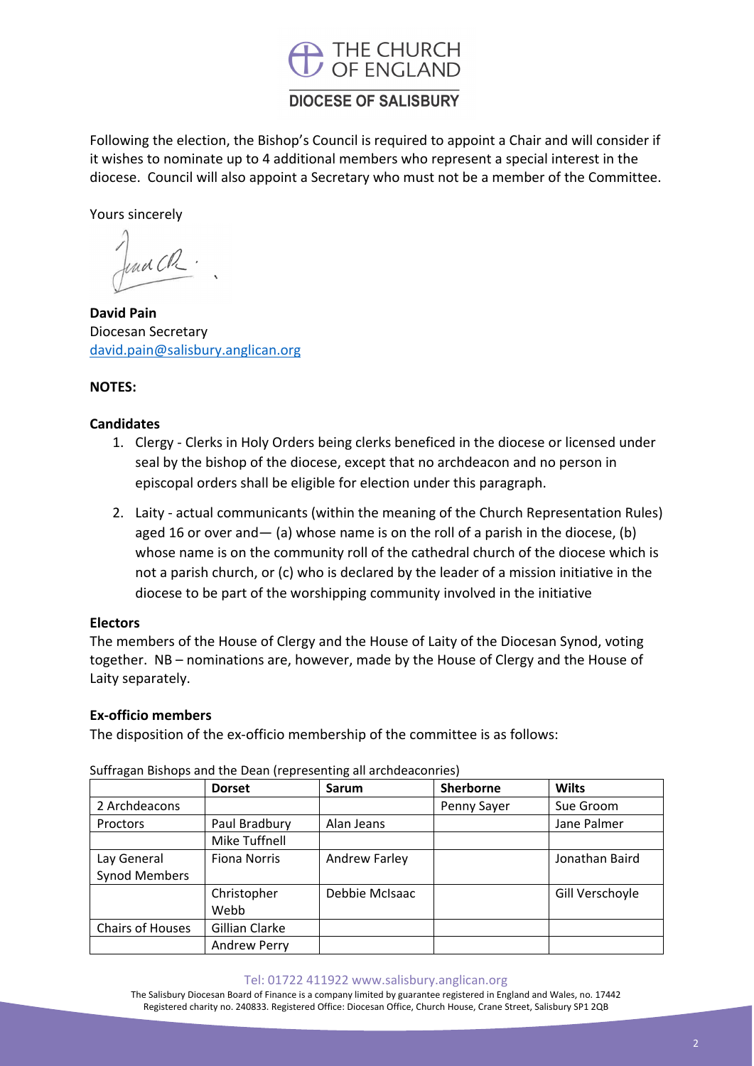Following the election, the Bishop's Council is required to appoint a Chair and will consider if it wishes to nominate up to 4 additional members who represent a special interest in the diocese. Council will also appoint a Secretary who must not be a member of the Committee.

Yours sincerely

**David Pain**
Diocesan Secretary
david.pain@salisbury.anglican.org

**NOTES:**

**Candidates**

1. Clergy - Clerks in Holy Orders being clerks beneficed in the diocese or licensed under seal by the bishop of the diocese, except that no archdeacon and no person in episcopal orders shall be eligible for election under this paragraph.
2. Laity - actual communicants (within the meaning of the Church Representation Rules) aged 16 or over and— (a) whose name is on the roll of a parish in the diocese, (b) whose name is on the community roll of the cathedral church of the diocese which is not a parish church, or (c) who is declared by the leader of a mission initiative in the diocese to be part of the worshipping community involved in the initiative

**Electors**

The members of the House of Clergy and the House of Laity of the Diocesan Synod, voting together. NB – nominations are, however, made by the House of Clergy and the House of Laity separately.

**Ex-officio members**

The disposition of the ex-officio membership of the committee is as follows:

Suffragan Bishops and the Dean (representing all archdeaconries)

| | Dorset | Sarum | Sherborne | Wilts |
|---|---|---|---|---|
| 2 Archdeacons | | | Penny Sayer | Sue Groom |
| Proctors | Paul Bradbury | Alan Jeans | | Jane Palmer |
| | Mike Tuffnell | | | |
| Lay General Synod Members | Fiona Norris | Andrew Farley | | Jonathan Baird |
| | Christopher Webb | Debbie McIsaac | | Gill Verschoyle |
| Chairs of Houses | Gillian Clarke | | | |
| | Andrew Perry | | | |

Tel: 01722 411922 www.salisbury.anglican.org

The Salisbury Diocesan Board of Finance is a company limited by guarantee registered in England and Wales, no. 17442
Registered charity no. 240833. Registered Office: Diocesan Office, Church House, Crane Street, Salisbury SP1 2QB